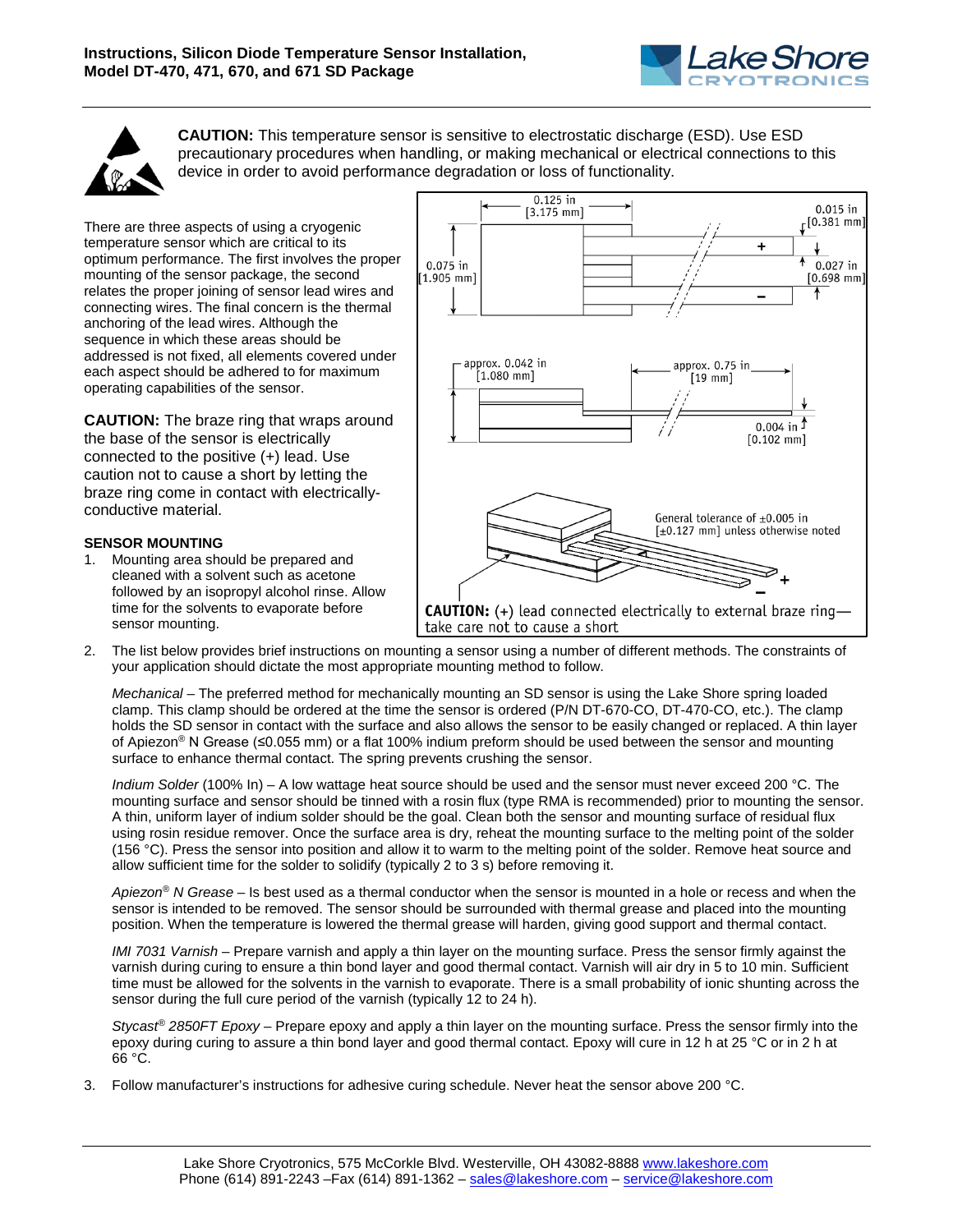# Instructions, Silicon Diode Temperature Sensor Installation, Model DT-470, 471, 670, and 671 SD Package

**CAUTION:** This temperature sensor is sensitive to electrostatic discharge (ESD). Use ESD precautionary procedures when handling, or making mechanical or electrical connections to this device in order to avoid performance degradation or loss of functionality.

There are three aspects of using a cryogenic temperature sensor which are critical to its optimum performance. The first involves the proper mounting of the sensor package, the second relates the proper joining of sensor lead wires and connecting wires. The third concern is the thermal anchoring of the lead wires. Although the sequence in which these areas should be addressed is not fixed, all elements covered under each aspect should be adhered to for maximum operating capabilities of the sensor.

**CAUTION:** The braze ring that wraps around the base of the sensor is electrically connected to the positive (+) lead. Use caution not to cause a short by letting the braze ring come in contact with electrically-conductive material.

0.125 in [3.175 mm]; 0.015 in [0.381 mm]; 0.075 in [1.905 mm]; 0.027 in [0.698 mm]; +; –

approx. 0.042 in [1.080 mm]; approx. 0.75 in [19 mm]; 0.004 in [0.102 mm]

General tolerance of ±0.005 in [±0.127 mm] unless otherwise noted

**CAUTION:** (+) lead connected electrically to external braze ring—take care not to cause a short

## SENSOR MOUNTING

1. Mounting area should be prepared and cleaned with a solvent such as acetone followed by an isopropyl alcohol rinse. Allow time for the solvents to evaporate before sensor mounting.

2. The list below provides brief instructions on mounting a sensor using a number of different methods. The constraints of your application should dictate the most appropriate mounting method to follow.

   *Mechanical* – The preferred method for mechanically mounting an SD sensor is using the Lake Shore spring loaded clamp. This clamp should be ordered at the time the sensor is ordered (P/N DT-670-CO, DT-470-CO, etc.). The clamp holds the SD sensor in contact with the surface and also allows the sensor to be easily changed or replaced. A thin layer of Apiezon® N Grease (≤0.055 mm) or a flat 100% indium preform should be used between the sensor and mounting surface to enhance thermal contact. The spring prevents crushing the sensor.

   *Indium Solder* (100% In) – A low wattage heat source should be used and the sensor must never exceed 200 °C. The mounting surface and sensor should be tinned with a rosin flux (type RMA is recommended) prior to mounting the sensor. A thin, uniform layer of indium solder should be the goal. Clean both the sensor and mounting surface of residual flux using rosin residue remover. Once the surface area is dry, reheat the mounting surface to the melting point of the solder (156 °C). Press the sensor into position and allow it to warm to the melting point of the solder. Remove heat source and allow sufficient time for the solder to solidify (typically 2 to 3 s) before removing it.

   *Apiezon® N Grease* – Is best used as a thermal conductor when the sensor is mounted in a hole or recess and when the sensor is intended to be removed. The sensor should be surrounded with thermal grease and placed into the mounting position. When the temperature is lowered the thermal grease will harden, giving good support and thermal contact.

   *IMI 7031 Varnish* – Prepare varnish and apply a thin layer on the mounting surface. Press the sensor firmly against the varnish during curing to ensure a thin bond layer and good thermal contact. Varnish will air dry in 5 to 10 min. Sufficient time must be allowed for the solvents in the varnish to evaporate. There is a small probability of ionic shunting across the sensor during the full cure period of the varnish (typically 12 to 24 h).

   *Stycast® 2850FT Epoxy* – Prepare epoxy and apply a thin layer on the mounting surface. Press the sensor firmly into the epoxy during curing to assure a thin bond layer and good thermal contact. Epoxy will cure in 12 h at 25 °C or in 2 h at 66 °C.

3. Follow manufacturer's instructions for adhesive curing schedule. Never heat the sensor above 200 °C.

Lake Shore Cryotronics, 575 McCorkle Blvd. Westerville, OH 43082-8888 www.lakeshore.com
Phone (614) 891-2243 –Fax (614) 891-1362 – sales@lakeshore.com – service@lakeshore.com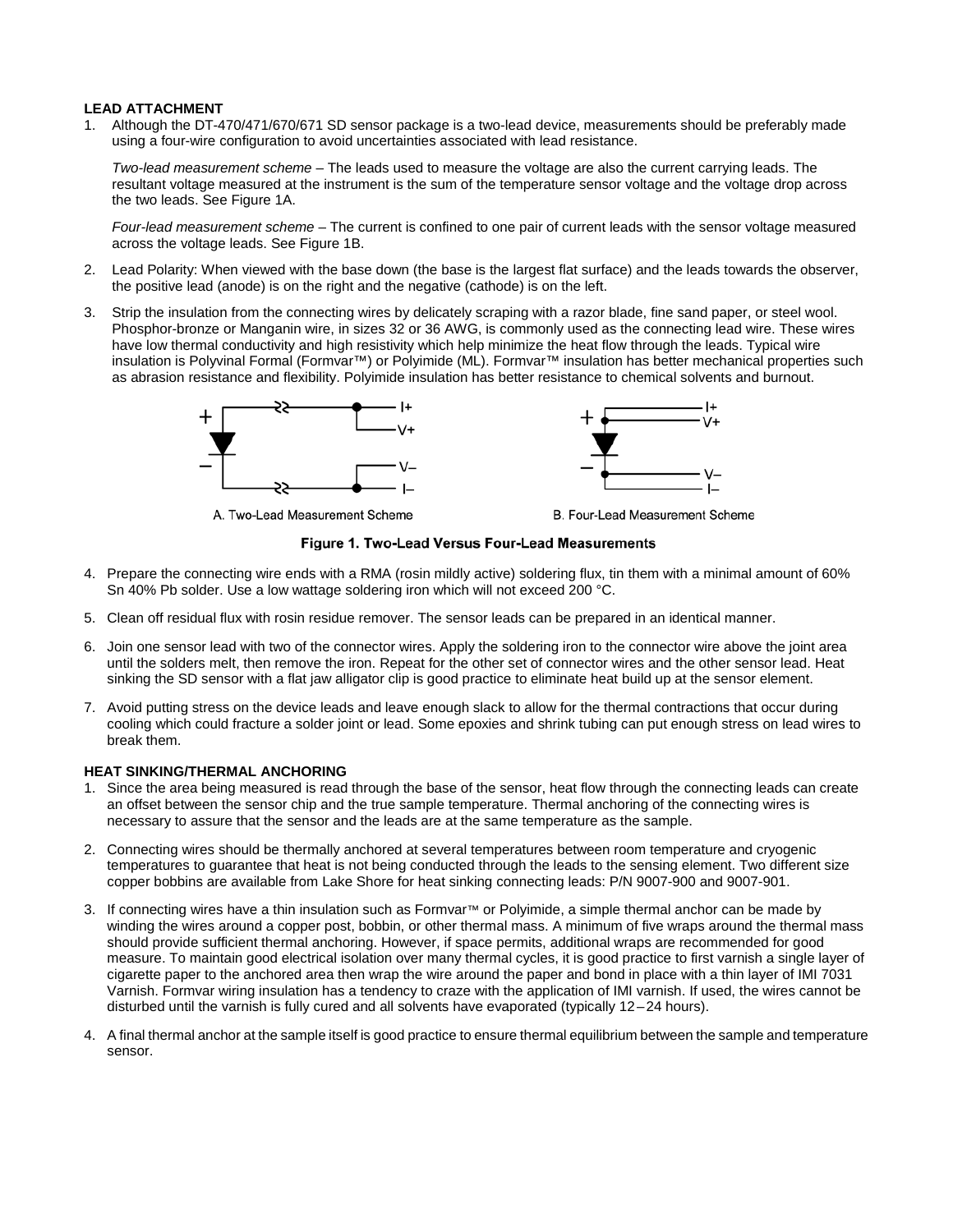### LEAD ATTACHMENT

1. Although the DT-470/471/670/671 SD sensor package is a two-lead device, measurements should be preferably made using a four-wire configuration to avoid uncertainties associated with lead resistance.

   *Two-lead measurement scheme* – The leads used to measure the voltage are also the current carrying leads. The resultant voltage measured at the instrument is the sum of the temperature sensor voltage and the voltage drop across the two leads. See Figure 1A.

   *Four-lead measurement scheme* – The current is confined to one pair of current leads with the sensor voltage measured across the voltage leads. See Figure 1B.

2. Lead Polarity: When viewed with the base down (the base is the largest flat surface) and the leads towards the observer, the positive lead (anode) is on the right and the negative (cathode) is on the left.

3. Strip the insulation from the connecting wires by delicately scraping with a razor blade, fine sand paper, or steel wool. Phosphor-bronze or Manganin wire, in sizes 32 or 36 AWG, is commonly used as the connecting lead wire. These wires have low thermal conductivity and high resistivity which help minimize the heat flow through the leads. Typical wire insulation is Polyvinal Formal (Formvar™) or Polyimide (ML). Formvar™ insulation has better mechanical properties such as abrasion resistance and flexibility. Polyimide insulation has better resistance to chemical solvents and burnout.

A. Two-Lead Measurement Scheme

B. Four-Lead Measurement Scheme

**Figure 1. Two-Lead Versus Four-Lead Measurements**

4. Prepare the connecting wire ends with a RMA (rosin mildly active) soldering flux, tin them with a minimal amount of 60% Sn 40% Pb solder. Use a low wattage soldering iron which will not exceed 200 °C.

5. Clean off residual flux with rosin residue remover. The sensor leads can be prepared in an identical manner.

6. Join one sensor lead with two of the connector wires. Apply the soldering iron to the connector wire above the joint area until the solders melt, then remove the iron. Repeat for the other set of connector wires and the other sensor lead. Heat sinking the SD sensor with a flat jaw alligator clip is good practice to eliminate heat build up at the sensor element.

7. Avoid putting stress on the device leads and leave enough slack to allow for the thermal contractions that occur during cooling which could fracture a solder joint or lead. Some epoxies and shrink tubing can put enough stress on lead wires to break them.

### HEAT SINKING/THERMAL ANCHORING

1. Since the area being measured is read through the base of the sensor, heat flow through the connecting leads can create an offset between the sensor chip and the true sample temperature. Thermal anchoring of the connecting wires is necessary to assure that the sensor and the leads are at the same temperature as the sample.

2. Connecting wires should be thermally anchored at several temperatures between room temperature and cryogenic temperatures to guarantee that heat is not being conducted through the leads to the sensing element. Two different size copper bobbins are available from Lake Shore for heat sinking connecting leads: P/N 9007-900 and 9007-901.

3. If connecting wires have a thin insulation such as Formvar™ or Polyimide, a simple thermal anchor can be made by winding the wires around a copper post, bobbin, or other thermal mass. A minimum of five wraps around the thermal mass should provide sufficient thermal anchoring. However, if space permits, additional wraps are recommended for good measure. To maintain good electrical isolation over many thermal cycles, it is good practice to first varnish a single layer of cigarette paper to the anchored area then wrap the wire around the paper and bond in place with a thin layer of IMI 7031 Varnish. Formvar wiring insulation has a tendency to craze with the application of IMI varnish. If used, the wires cannot be disturbed until the varnish is fully cured and all solvents have evaporated (typically 12 – 24 hours).

4. A final thermal anchor at the sample itself is good practice to ensure thermal equilibrium between the sample and temperature sensor.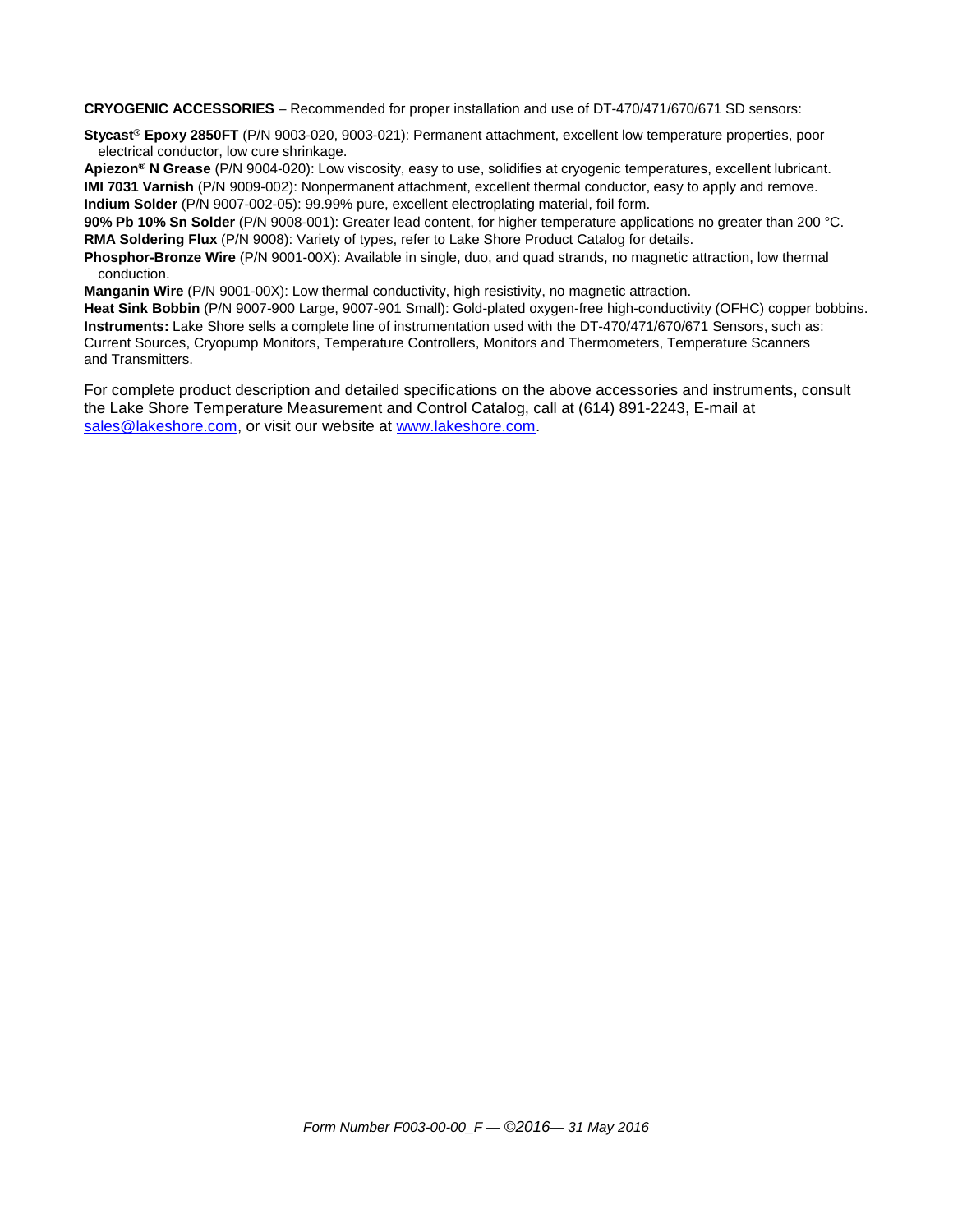**CRYOGENIC ACCESSORIES** – Recommended for proper installation and use of DT-470/471/670/671 SD sensors:

**Stycast® Epoxy 2850FT** (P/N 9003-020, 9003-021): Permanent attachment, excellent low temperature properties, poor electrical conductor, low cure shrinkage.

**Apiezon® N Grease** (P/N 9004-020): Low viscosity, easy to use, solidifies at cryogenic temperatures, excellent lubricant.

**IMI 7031 Varnish** (P/N 9009-002): Nonpermanent attachment, excellent thermal conductor, easy to apply and remove.

**Indium Solder** (P/N 9007-002-05): 99.99% pure, excellent electroplating material, foil form.

**90% Pb 10% Sn Solder** (P/N 9008-001): Greater lead content, for higher temperature applications no greater than 200 °C.

**RMA Soldering Flux** (P/N 9008): Variety of types, refer to Lake Shore Product Catalog for details.

**Phosphor-Bronze Wire** (P/N 9001-00X): Available in single, duo, and quad strands, no magnetic attraction, low thermal conduction.

**Manganin Wire** (P/N 9001-00X): Low thermal conductivity, high resistivity, no magnetic attraction.

**Heat Sink Bobbin** (P/N 9007-900 Large, 9007-901 Small): Gold-plated oxygen-free high-conductivity (OFHC) copper bobbins.

**Instruments:** Lake Shore sells a complete line of instrumentation used with the DT-470/471/670/671 Sensors, such as: Current Sources, Cryopump Monitors, Temperature Controllers, Monitors and Thermometers, Temperature Scanners and Transmitters.

For complete product description and detailed specifications on the above accessories and instruments, consult the Lake Shore Temperature Measurement and Control Catalog, call at (614) 891-2243, E-mail at sales@lakeshore.com, or visit our website at www.lakeshore.com.

*Form Number F003-00-00_F — ©2016— 31 May 2016*